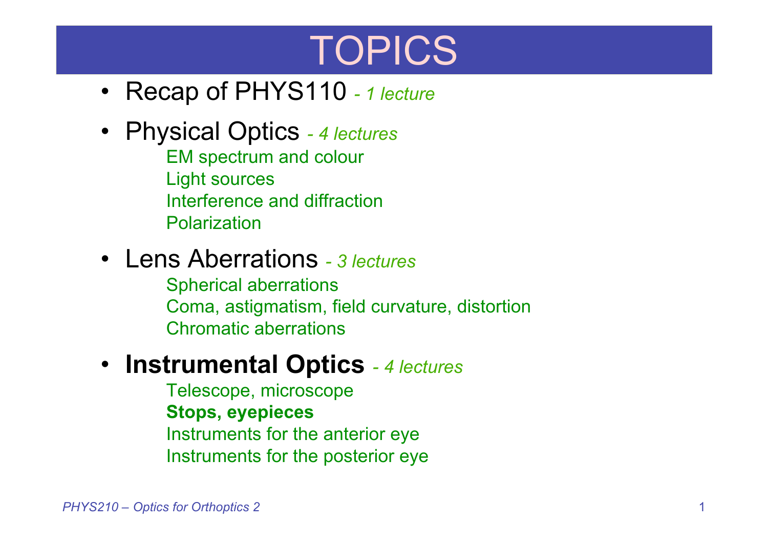# TOPICS

- Recap of PHYS110 *- 1 lecture*
- Physical Optics *- 4 lectures*
  - EM spectrum and colour
  - Light sources
  - Interference and diffraction
  - Polarization
- Lens Aberrations *- 3 lectures*
  - Spherical aberrations
  - Coma, astigmatism, field curvature, distortion
  - Chromatic aberrations
- **Instrumental Optics** *- 4 lectures*
  - Telescope, microscope
  - **Stops, eyepieces**
  - Instruments for the anterior eye
  - Instruments for the posterior eye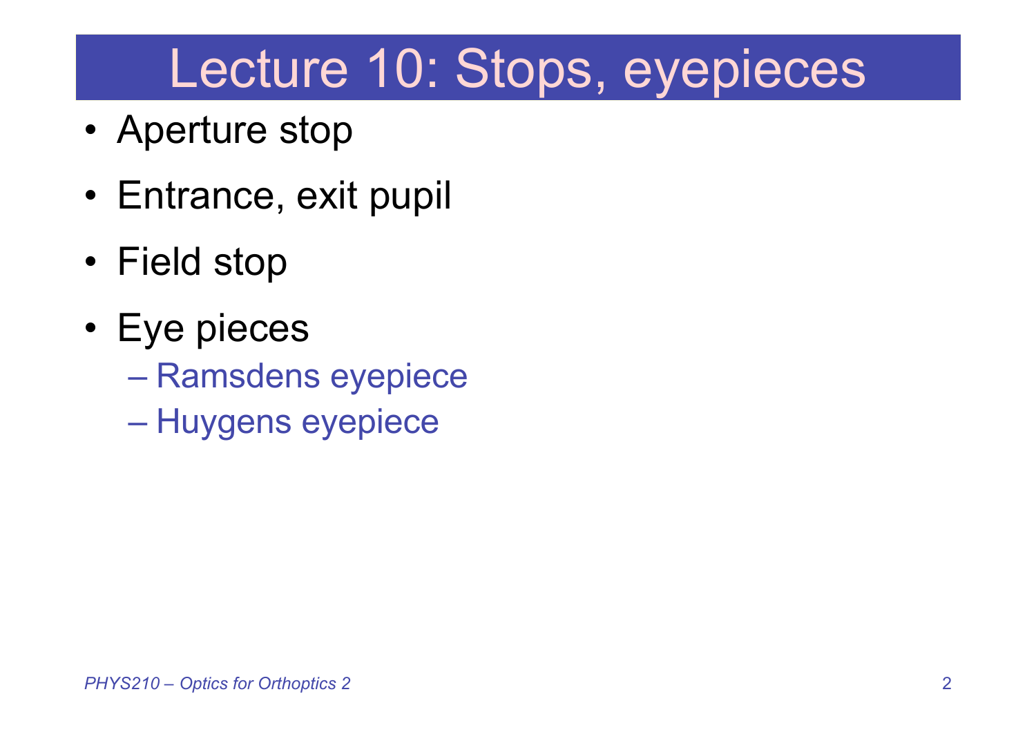# Lecture 10: Stops, eyepieces

- Aperture stop
- Entrance, exit pupil
- Field stop
- Eye pieces
  - Ramsdens eyepiece
  - Huygens eyepiece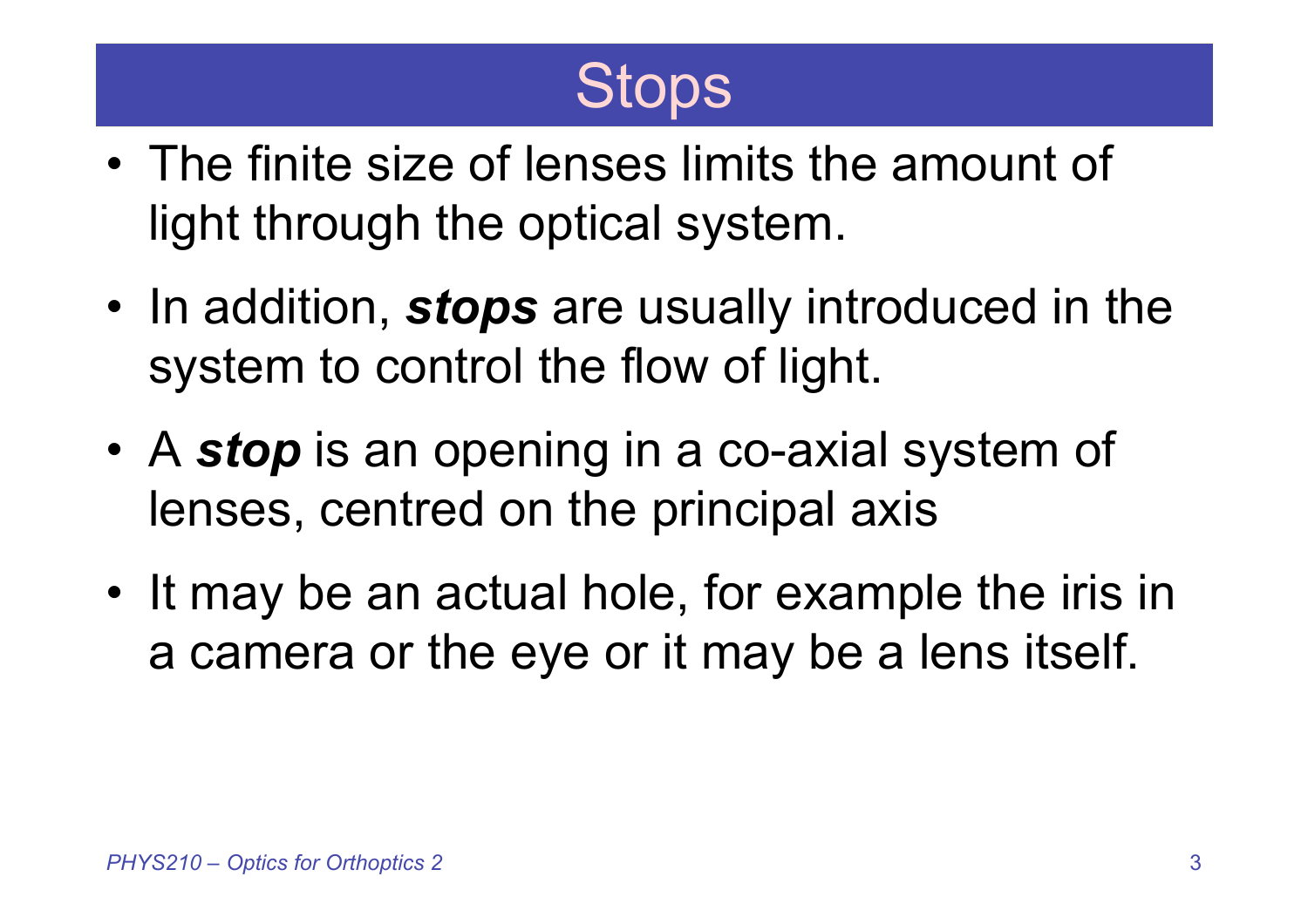# Stops

- The finite size of lenses limits the amount of light through the optical system.
- In addition, ***stops*** are usually introduced in the system to control the flow of light.
- A ***stop*** is an opening in a co-axial system of lenses, centred on the principal axis
- It may be an actual hole, for example the iris in a camera or the eye or it may be a lens itself.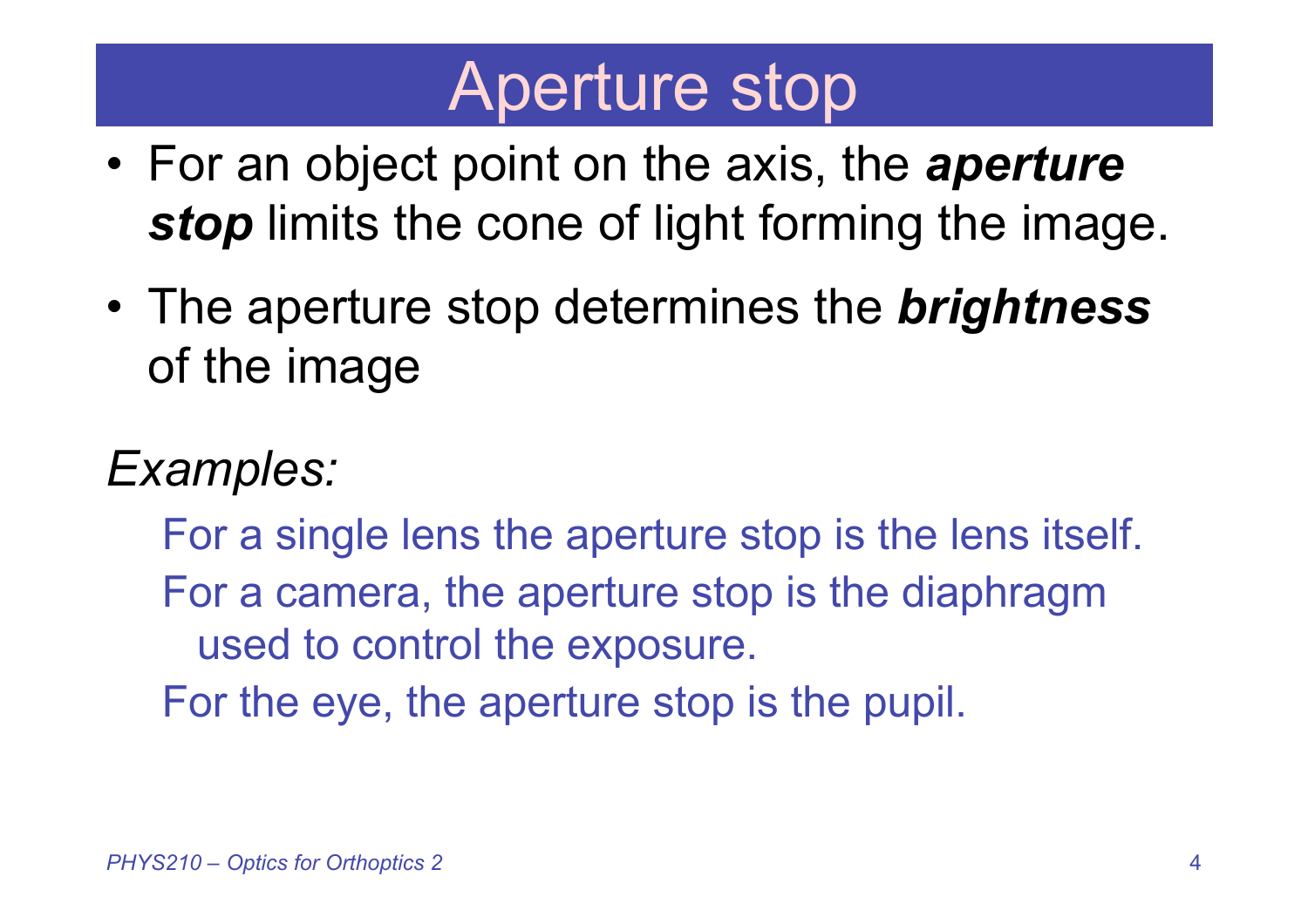# Aperture stop

- For an object point on the axis, the ***aperture stop*** limits the cone of light forming the image.
- The aperture stop determines the ***brightness*** of the image

*Examples:*

For a single lens the aperture stop is the lens itself.

For a camera, the aperture stop is the diaphragm used to control the exposure.

For the eye, the aperture stop is the pupil.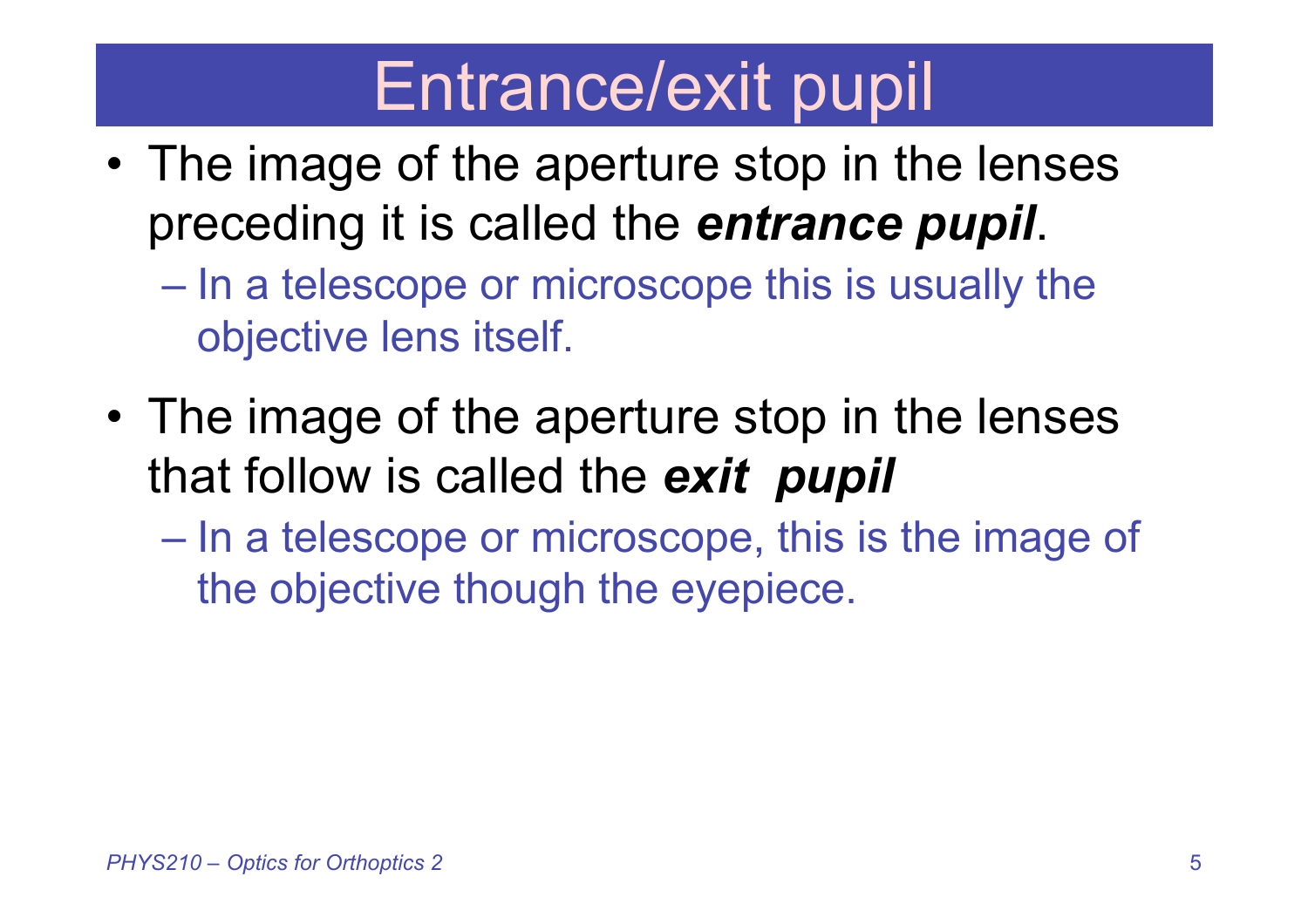# Entrance/exit pupil

- The image of the aperture stop in the lenses preceding it is called the ***entrance pupil***.
  - In a telescope or microscope this is usually the objective lens itself.
- The image of the aperture stop in the lenses that follow is called the ***exit pupil***
  - In a telescope or microscope, this is the image of the objective though the eyepiece.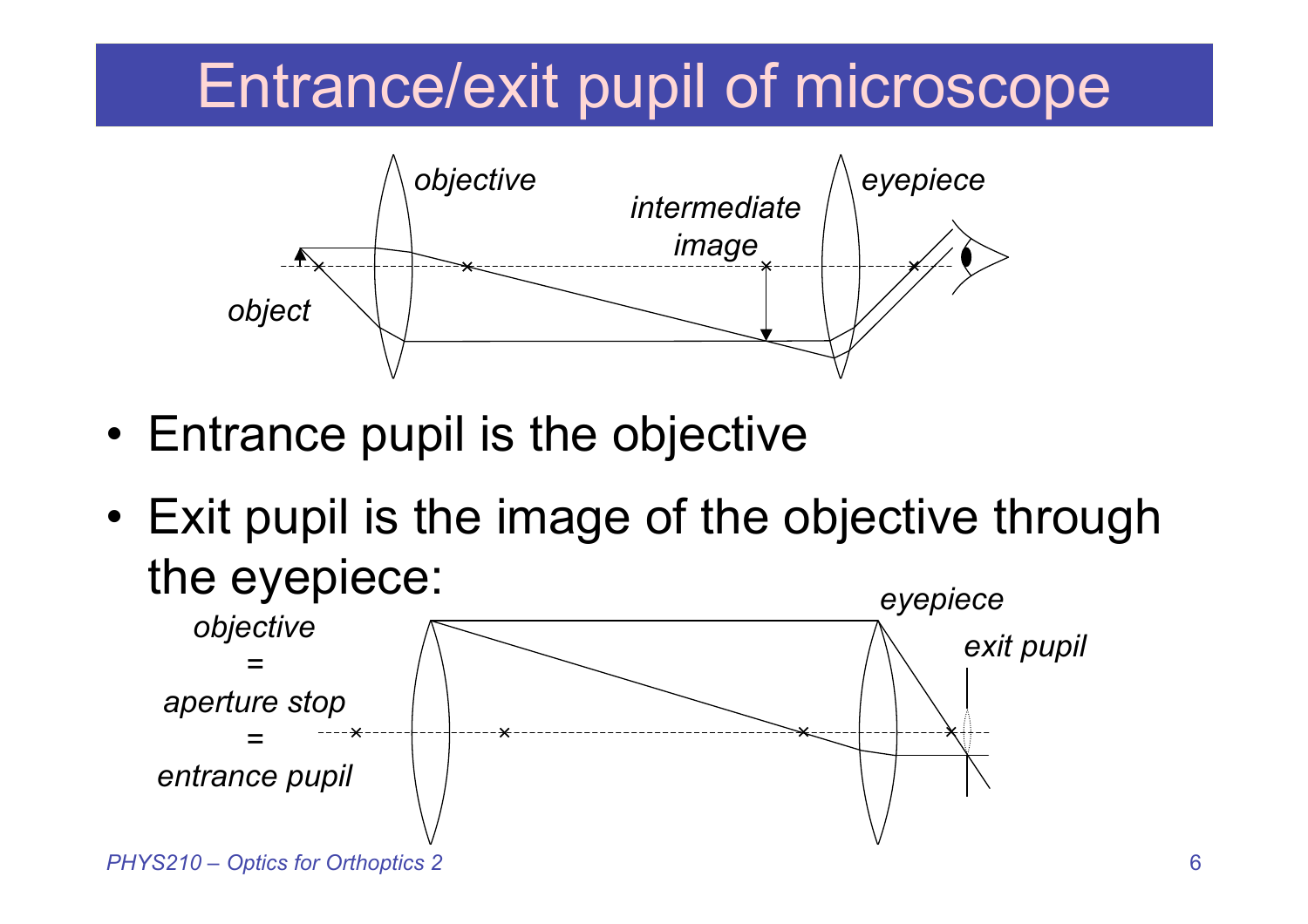# Entrance/exit pupil of microscope

*objective* *eyepiece* *intermediate image* *object*

- Entrance pupil is the objective
- Exit pupil is the image of the objective through the eyepiece:

*objective = aperture stop = entrance pupil* *eyepiece* *exit pupil*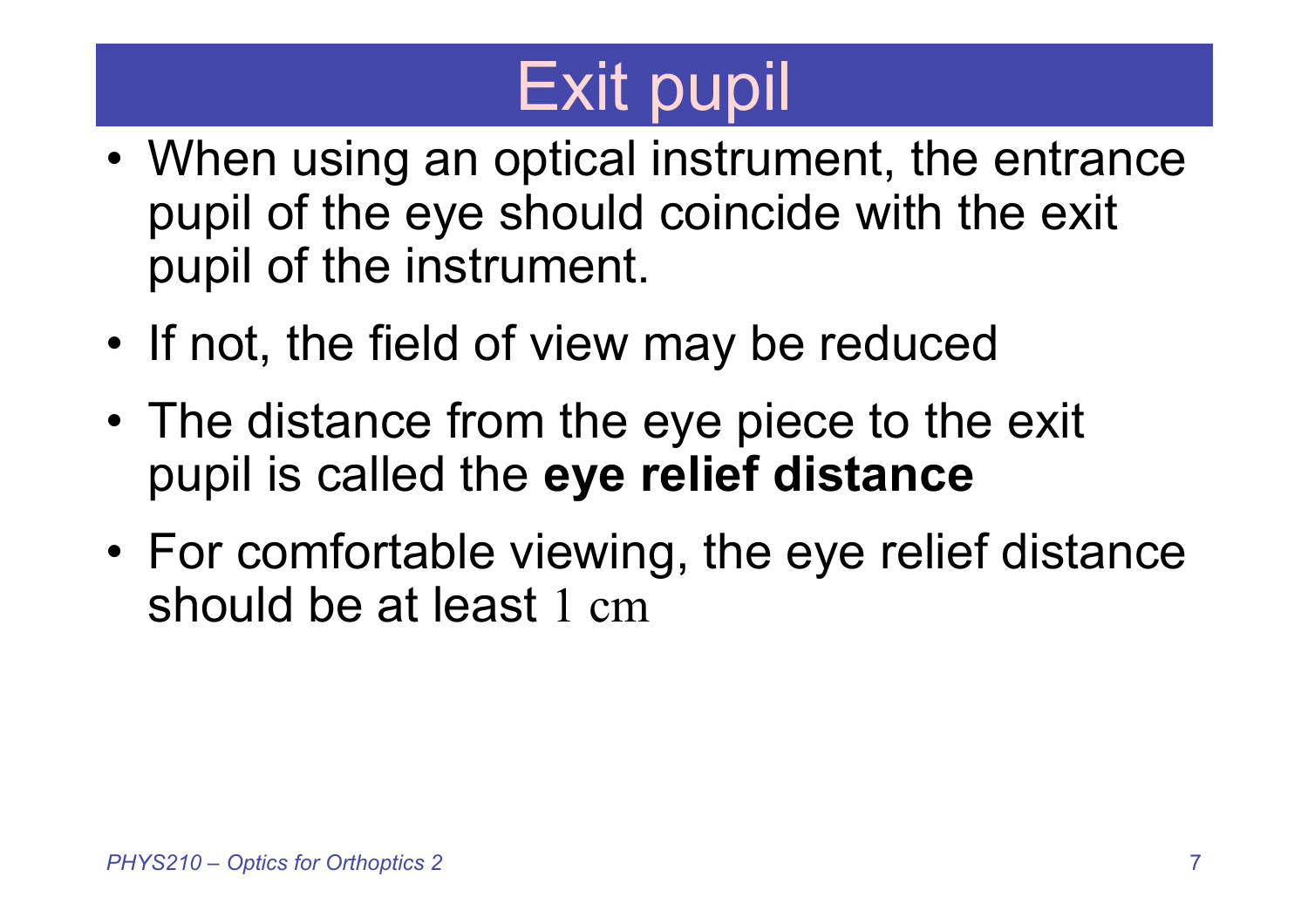# Exit pupil

- When using an optical instrument, the entrance pupil of the eye should coincide with the exit pupil of the instrument.
- If not, the field of view may be reduced
- The distance from the eye piece to the exit pupil is called the **eye relief distance**
- For comfortable viewing, the eye relief distance should be at least $1\ \text{cm}$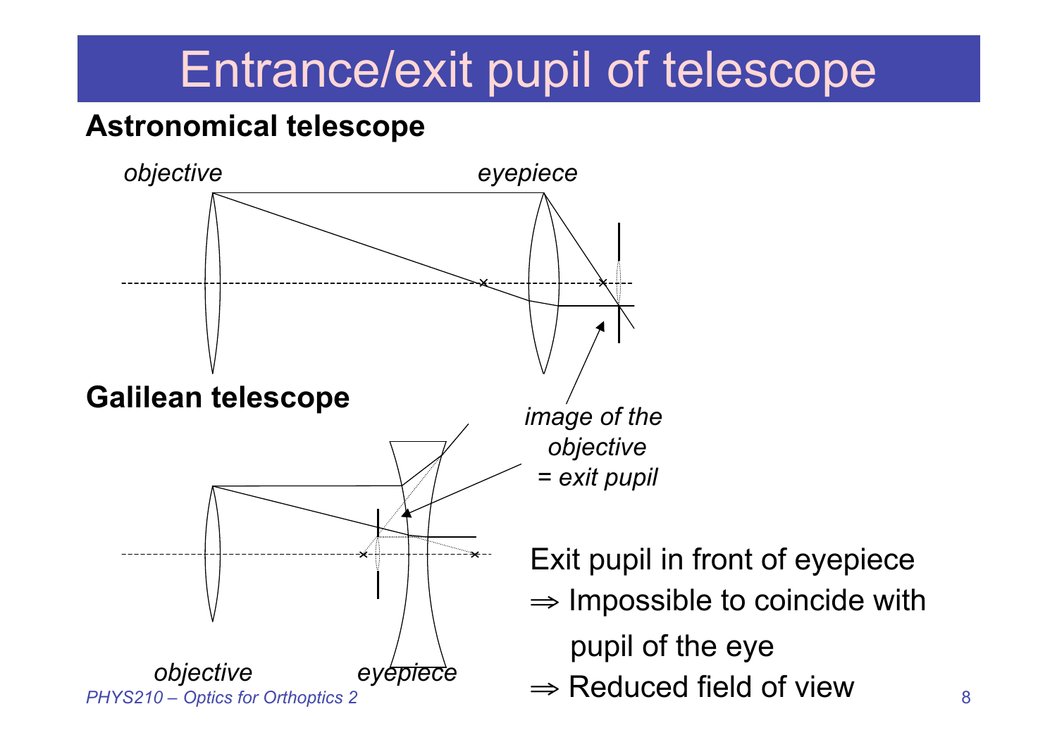# Entrance/exit pupil of telescope

**Astronomical telescope**

*objective* *eyepiece*

*image of the objective = exit pupil*

**Galilean telescope**

*objective* *eyepiece*

Exit pupil in front of eyepiece

$\Rightarrow$ Impossible to coincide with pupil of the eye

$\Rightarrow$ Reduced field of view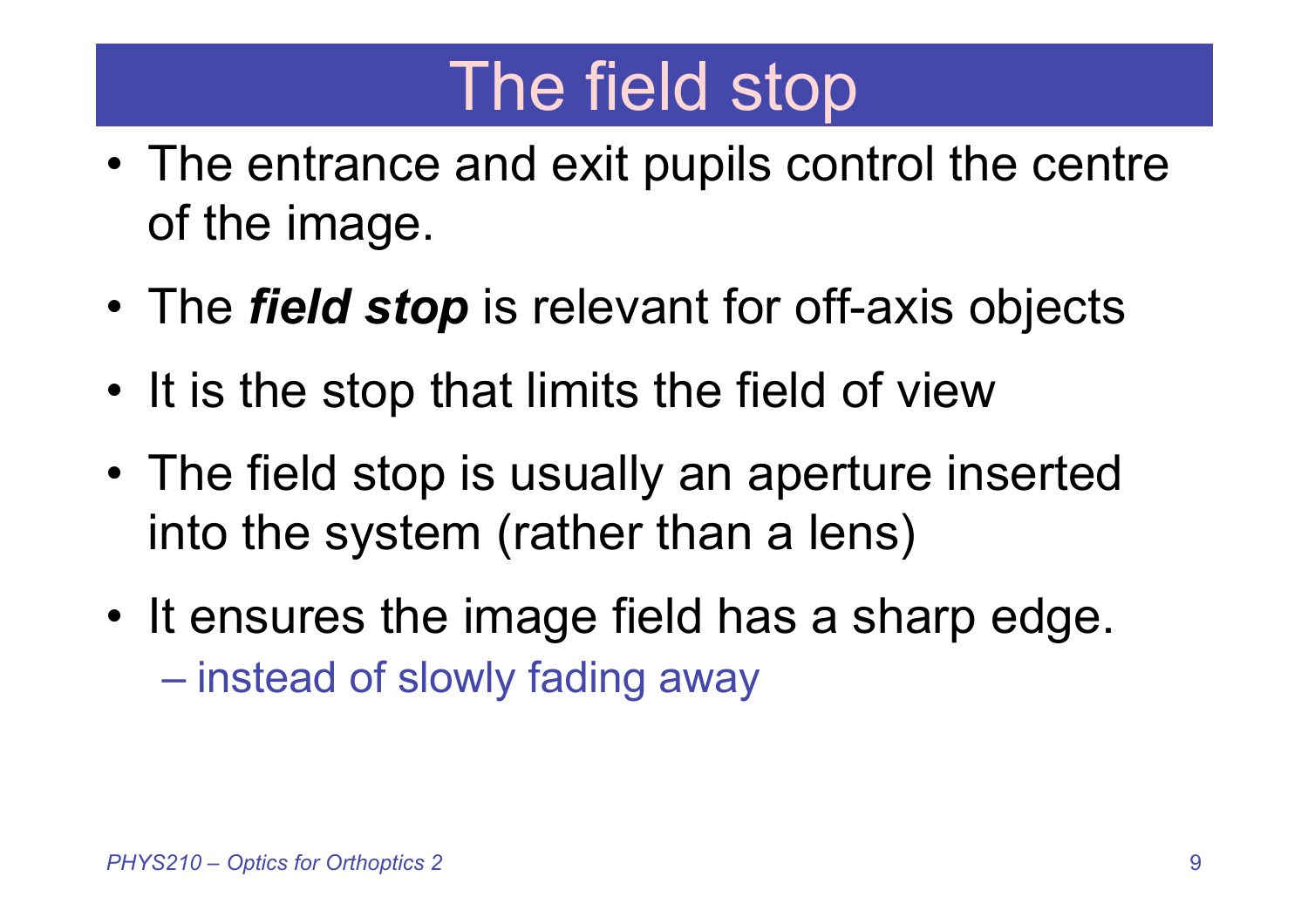# The field stop

- The entrance and exit pupils control the centre of the image.
- The ***field stop*** is relevant for off-axis objects
- It is the stop that limits the field of view
- The field stop is usually an aperture inserted into the system (rather than a lens)
- It ensures the image field has a sharp edge.
  - instead of slowly fading away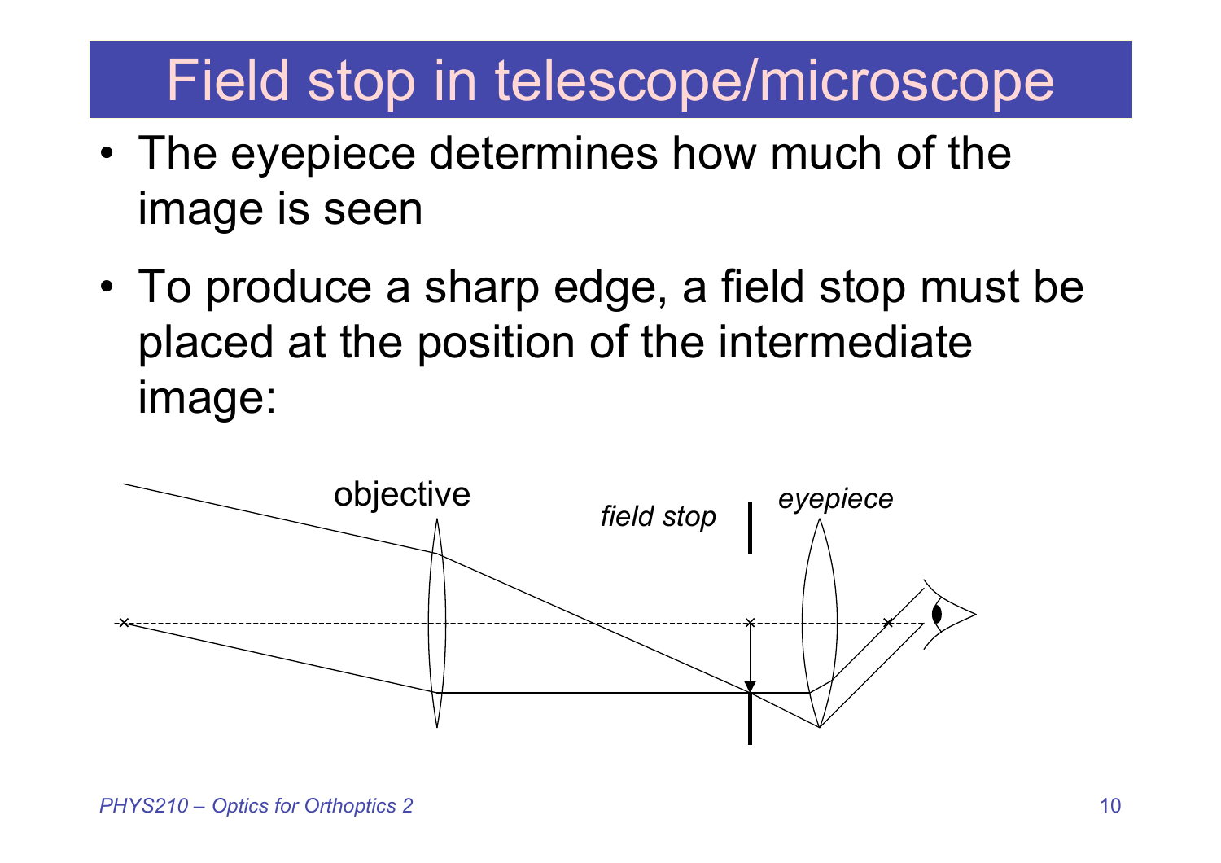# Field stop in telescope/microscope

- The eyepiece determines how much of the image is seen
- To produce a sharp edge, a field stop must be placed at the position of the intermediate image: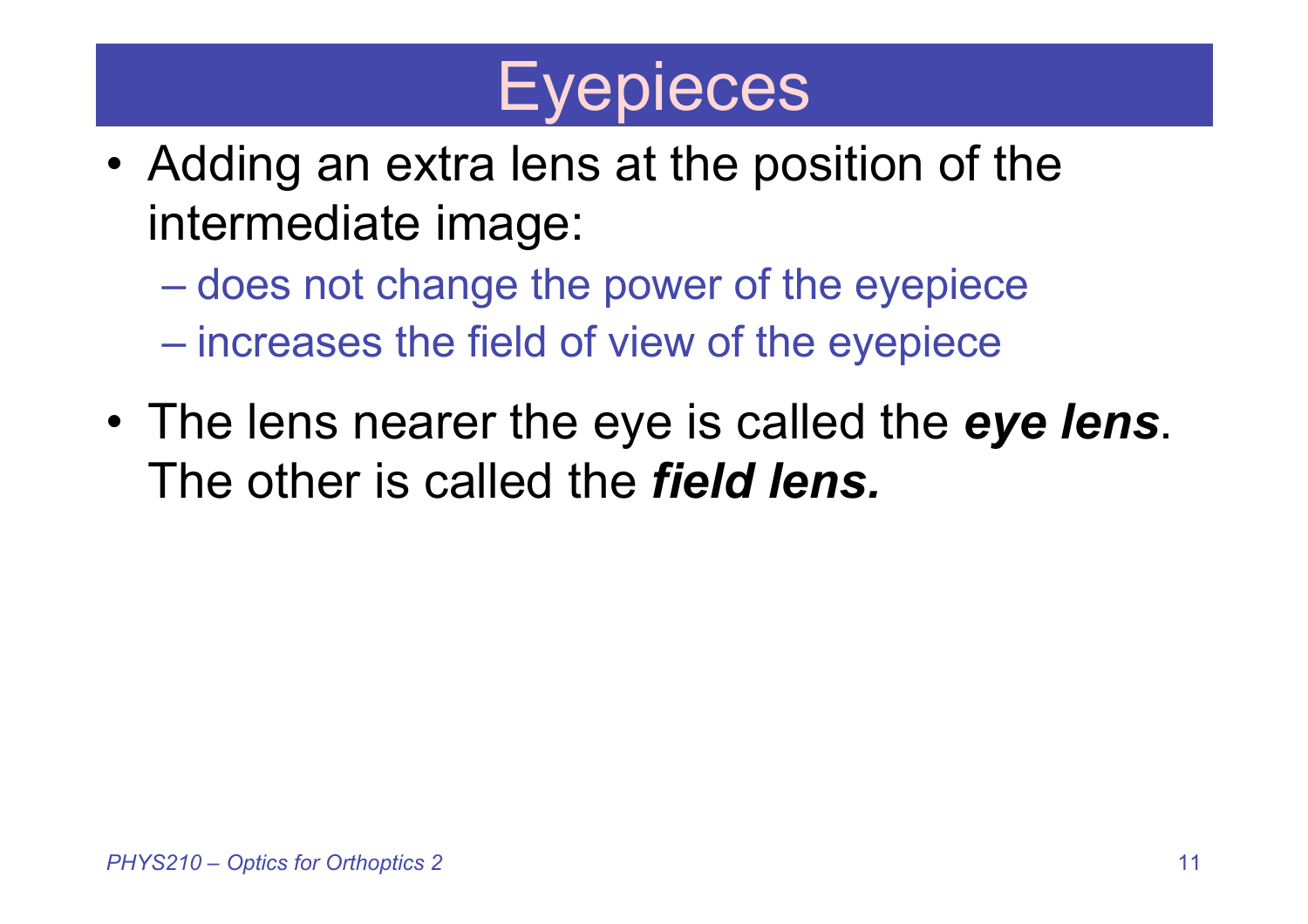# Eyepieces

- Adding an extra lens at the position of the intermediate image:
  - does not change the power of the eyepiece
  - increases the field of view of the eyepiece
- The lens nearer the eye is called the ***eye lens***. The other is called the ***field lens.***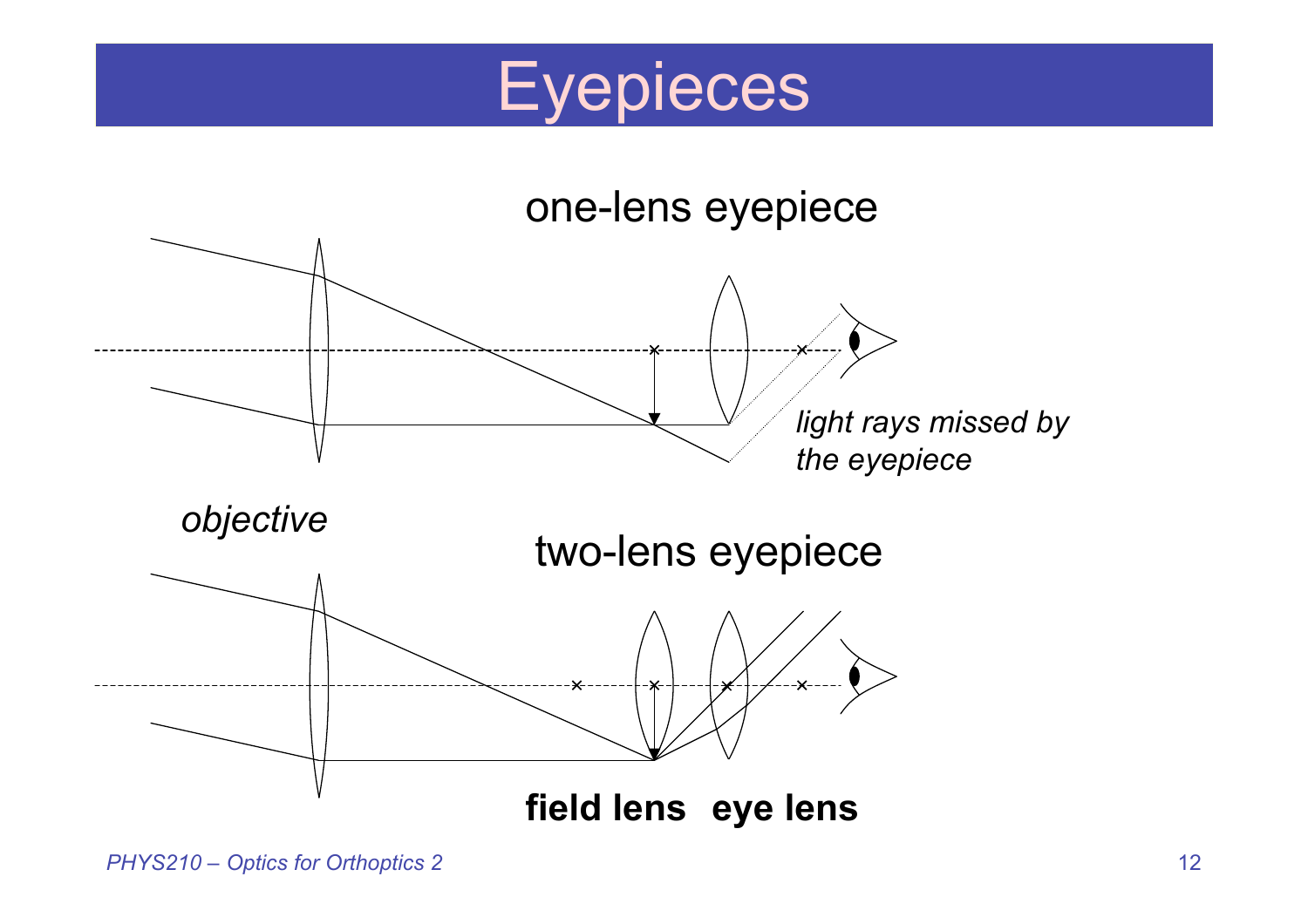# Eyepieces

one-lens eyepiece

*light rays missed by the eyepiece*

*objective*

two-lens eyepiece

**field lens** **eye lens**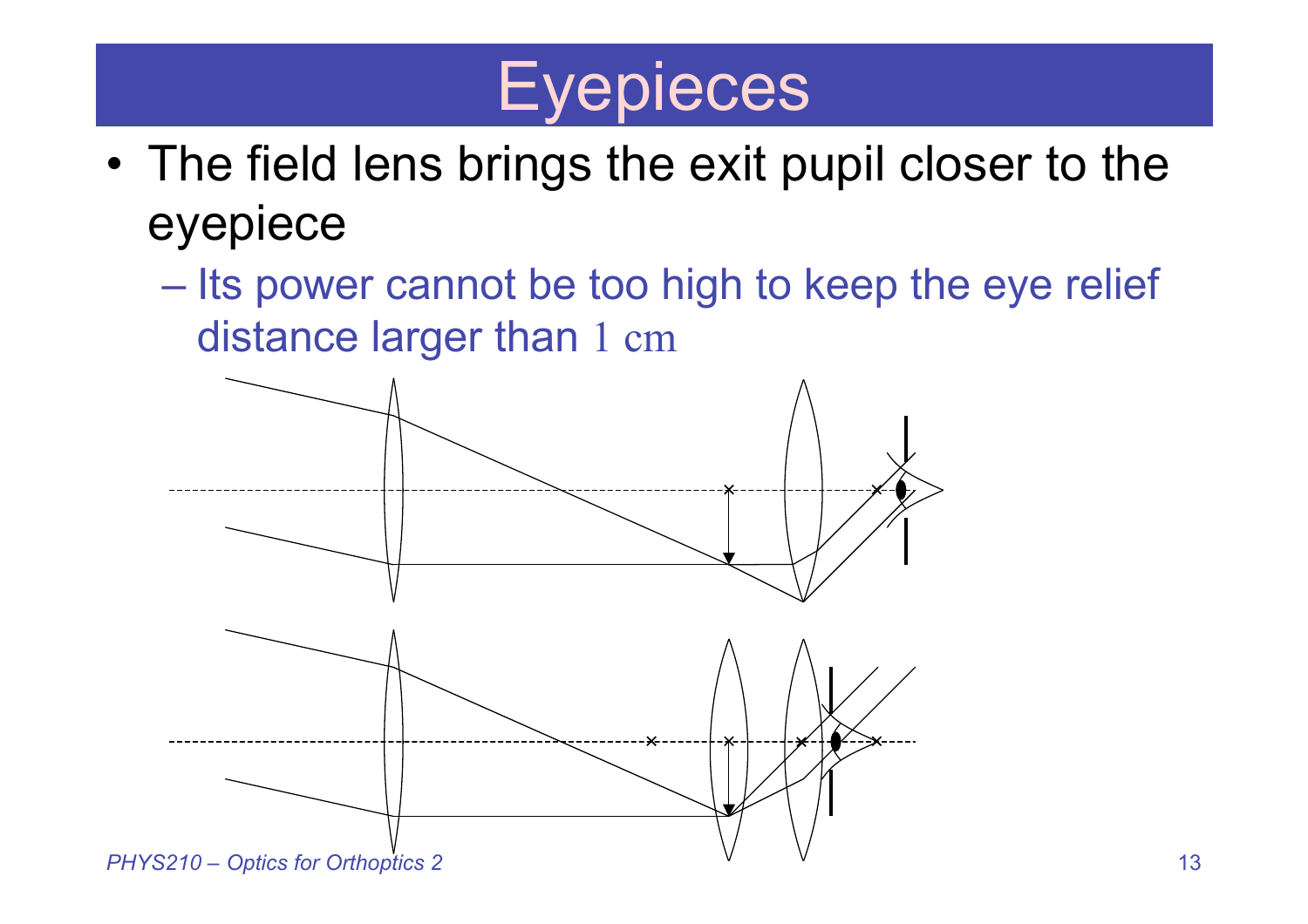# Eyepieces

- The field lens brings the exit pupil closer to the eyepiece
  - Its power cannot be too high to keep the eye relief distance larger than $1 \text{ cm}$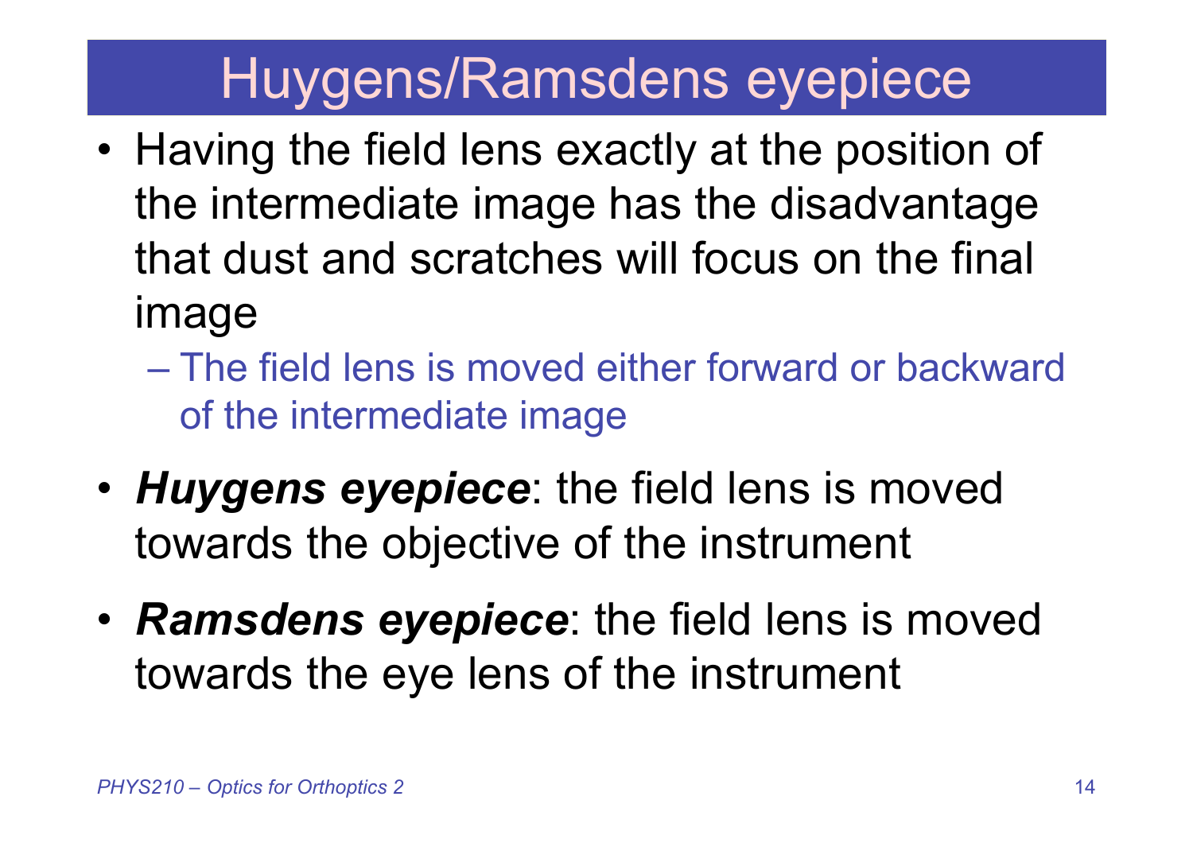# Huygens/Ramsdens eyepiece

- Having the field lens exactly at the position of the intermediate image has the disadvantage that dust and scratches will focus on the final image
  - The field lens is moved either forward or backward of the intermediate image
- ***Huygens eyepiece***: the field lens is moved towards the objective of the instrument
- ***Ramsdens eyepiece***: the field lens is moved towards the eye lens of the instrument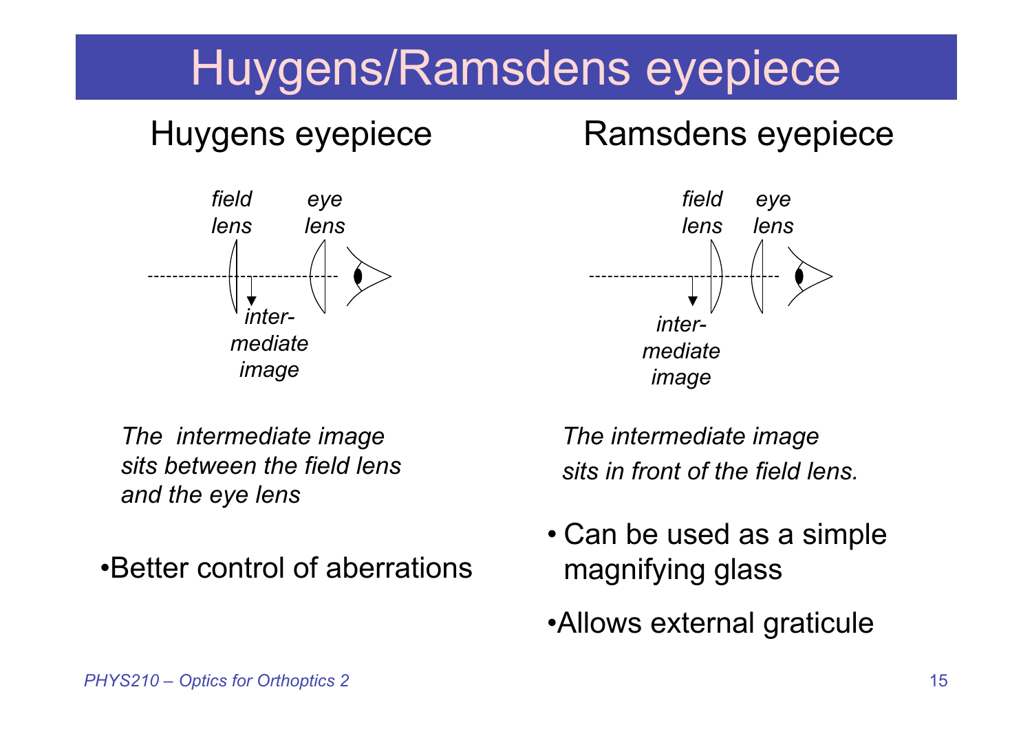# Huygens/Ramsdens eyepiece

## Huygens eyepiece

field lens

eye lens

inter-mediate image

*The intermediate image sits between the field lens and the eye lens*

- Better control of aberrations

## Ramsdens eyepiece

field lens

eye lens

inter-mediate image

*The intermediate image sits in front of the field lens.*

- Can be used as a simple magnifying glass
- Allows external graticule